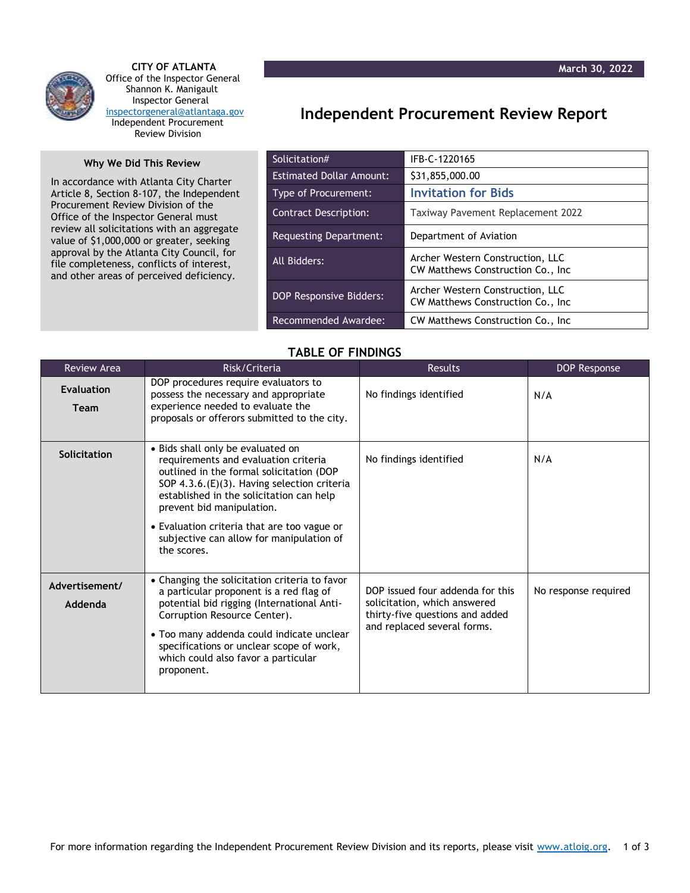CITY OF ATLANTA
Office of the Inspector General
Shannon K. Manigault
Inspector General
inspectorgeneral@atlantaga.gov
Independent Procurement Review Division

March 30, 2022

# Independent Procurement Review Report

### Why We Did This Review

In accordance with Atlanta City Charter Article 8, Section 8-107, the Independent Procurement Review Division of the Office of the Inspector General must review all solicitations with an aggregate value of $1,000,000 or greater, seeking approval by the Atlanta City Council, for file completeness, conflicts of interest, and other areas of perceived deficiency.

| | |
|---|---|
| Solicitation# | IFB-C-1220165 |
| Estimated Dollar Amount: | $31,855,000.00 |
| Type of Procurement: | **Invitation for Bids** |
| Contract Description: | Taxiway Pavement Replacement 2022 |
| Requesting Department: | Department of Aviation |
| All Bidders: | Archer Western Construction, LLC<br>CW Matthews Construction Co., Inc |
| DOP Responsive Bidders: | Archer Western Construction, LLC<br>CW Matthews Construction Co., Inc |
| Recommended Awardee: | CW Matthews Construction Co., Inc |

## TABLE OF FINDINGS

| Review Area | Risk/Criteria | Results | DOP Response |
|---|---|---|---|
| **Evaluation Team** | DOP procedures require evaluators to possess the necessary and appropriate experience needed to evaluate the proposals or offerors submitted to the city. | No findings identified | N/A |
| **Solicitation** | • Bids shall only be evaluated on requirements and evaluation criteria outlined in the formal solicitation (DOP SOP 4.3.6.(E)(3). Having selection criteria established in the solicitation can help prevent bid manipulation.<br>• Evaluation criteria that are too vague or subjective can allow for manipulation of the scores. | No findings identified | N/A |
| **Advertisement/ Addenda** | • Changing the solicitation criteria to favor a particular proponent is a red flag of potential bid rigging (International Anti-Corruption Resource Center).<br>• Too many addenda could indicate unclear specifications or unclear scope of work, which could also favor a particular proponent. | DOP issued four addenda for this solicitation, which answered thirty-five questions and added and replaced several forms. | No response required |

For more information regarding the Independent Procurement Review Division and its reports, please visit www.atloig.org.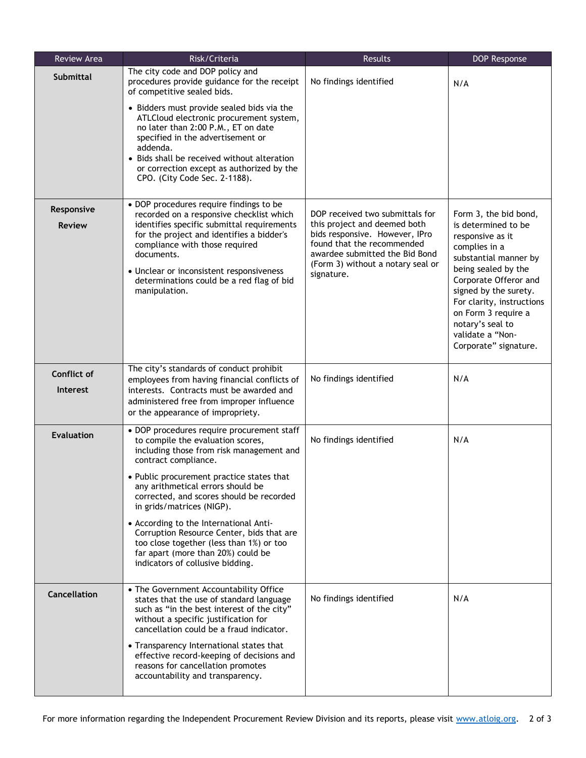| Review Area | Risk/Criteria | Results | DOP Response |
|---|---|---|---|
| **Submittal** | The city code and DOP policy and procedures provide guidance for the receipt of competitive sealed bids.<br><br>• Bidders must provide sealed bids via the ATLCloud electronic procurement system, no later than 2:00 P.M., ET on date specified in the advertisement or addenda.<br>• Bids shall be received without alteration or correction except as authorized by the CPO. (City Code Sec. 2-1188). | No findings identified | N/A |
| **Responsive Review** | • DOP procedures require findings to be recorded on a responsive checklist which identifies specific submittal requirements for the project and identifies a bidder's compliance with those required documents.<br><br>• Unclear or inconsistent responsiveness determinations could be a red flag of bid manipulation. | DOP received two submittals for this project and deemed both bids responsive. However, IPro found that the recommended awardee submitted the Bid Bond (Form 3) without a notary seal or signature. | Form 3, the bid bond, is determined to be responsive as it complies in a substantial manner by being sealed by the Corporate Offeror and signed by the surety. For clarity, instructions on Form 3 require a notary's seal to validate a "Non-Corporate" signature. |
| **Conflict of Interest** | The city's standards of conduct prohibit employees from having financial conflicts of interests. Contracts must be awarded and administered free from improper influence or the appearance of impropriety. | No findings identified | N/A |
| **Evaluation** | • DOP procedures require procurement staff to compile the evaluation scores, including those from risk management and contract compliance.<br><br>• Public procurement practice states that any arithmetical errors should be corrected, and scores should be recorded in grids/matrices (NIGP).<br><br>• According to the International Anti-Corruption Resource Center, bids that are too close together (less than 1%) or too far apart (more than 20%) could be indicators of collusive bidding. | No findings identified | N/A |
| **Cancellation** | • The Government Accountability Office states that the use of standard language such as "in the best interest of the city" without a specific justification for cancellation could be a fraud indicator.<br><br>• Transparency International states that effective record-keeping of decisions and reasons for cancellation promotes accountability and transparency. | No findings identified | N/A |

For more information regarding the Independent Procurement Review Division and its reports, please visit www.atloig.org.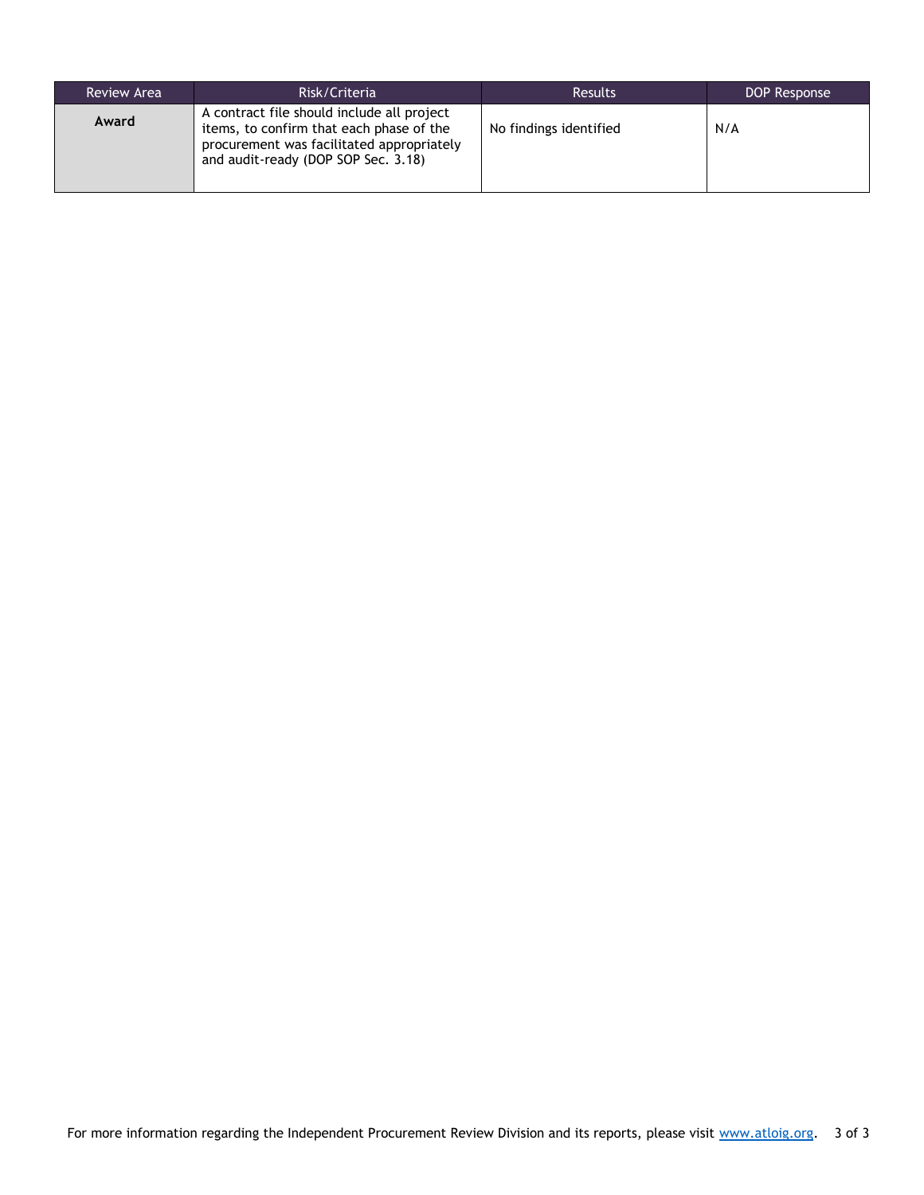| Review Area | Risk/Criteria | Results | DOP Response |
|---|---|---|---|
| **Award** | A contract file should include all project items, to confirm that each phase of the procurement was facilitated appropriately and audit-ready (DOP SOP Sec. 3.18) | No findings identified | N/A |

For more information regarding the Independent Procurement Review Division and its reports, please visit [www.atloig.org](http://www.atloig.org).